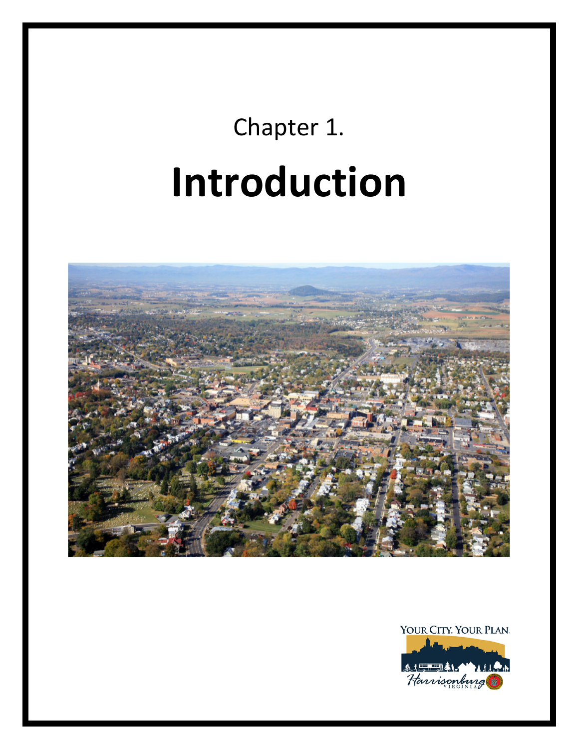Chapter 1.

# Introduction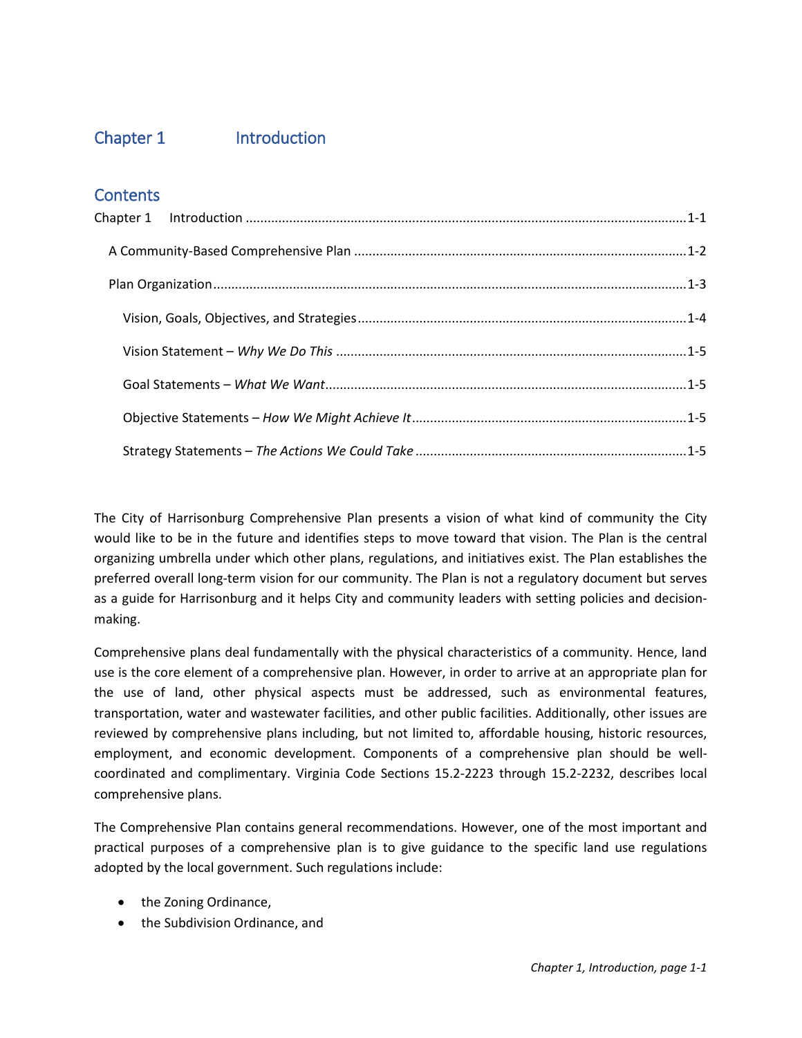# Chapter 1 Introduction

## Contents

Chapter 1 Introduction ........................................................................................................................1-1

A Community-Based Comprehensive Plan ..........................................................................................1-2

Plan Organization.................................................................................................................................1-3

Vision, Goals, Objectives, and Strategies.........................................................................................1-4

Vision Statement – *Why We Do This* ................................................................................................1-5

Goal Statements – *What We Want*...................................................................................................1-5

Objective Statements – *How We Might Achieve It*...........................................................................1-5

Strategy Statements – *The Actions We Could Take* ..........................................................................1-5

The City of Harrisonburg Comprehensive Plan presents a vision of what kind of community the City would like to be in the future and identifies steps to move toward that vision. The Plan is the central organizing umbrella under which other plans, regulations, and initiatives exist. The Plan establishes the preferred overall long-term vision for our community. The Plan is not a regulatory document but serves as a guide for Harrisonburg and it helps City and community leaders with setting policies and decision-making.

Comprehensive plans deal fundamentally with the physical characteristics of a community. Hence, land use is the core element of a comprehensive plan. However, in order to arrive at an appropriate plan for the use of land, other physical aspects must be addressed, such as environmental features, transportation, water and wastewater facilities, and other public facilities. Additionally, other issues are reviewed by comprehensive plans including, but not limited to, affordable housing, historic resources, employment, and economic development. Components of a comprehensive plan should be well-coordinated and complimentary. Virginia Code Sections 15.2-2223 through 15.2-2232, describes local comprehensive plans.

The Comprehensive Plan contains general recommendations. However, one of the most important and practical purposes of a comprehensive plan is to give guidance to the specific land use regulations adopted by the local government. Such regulations include:

- the Zoning Ordinance,
- the Subdivision Ordinance, and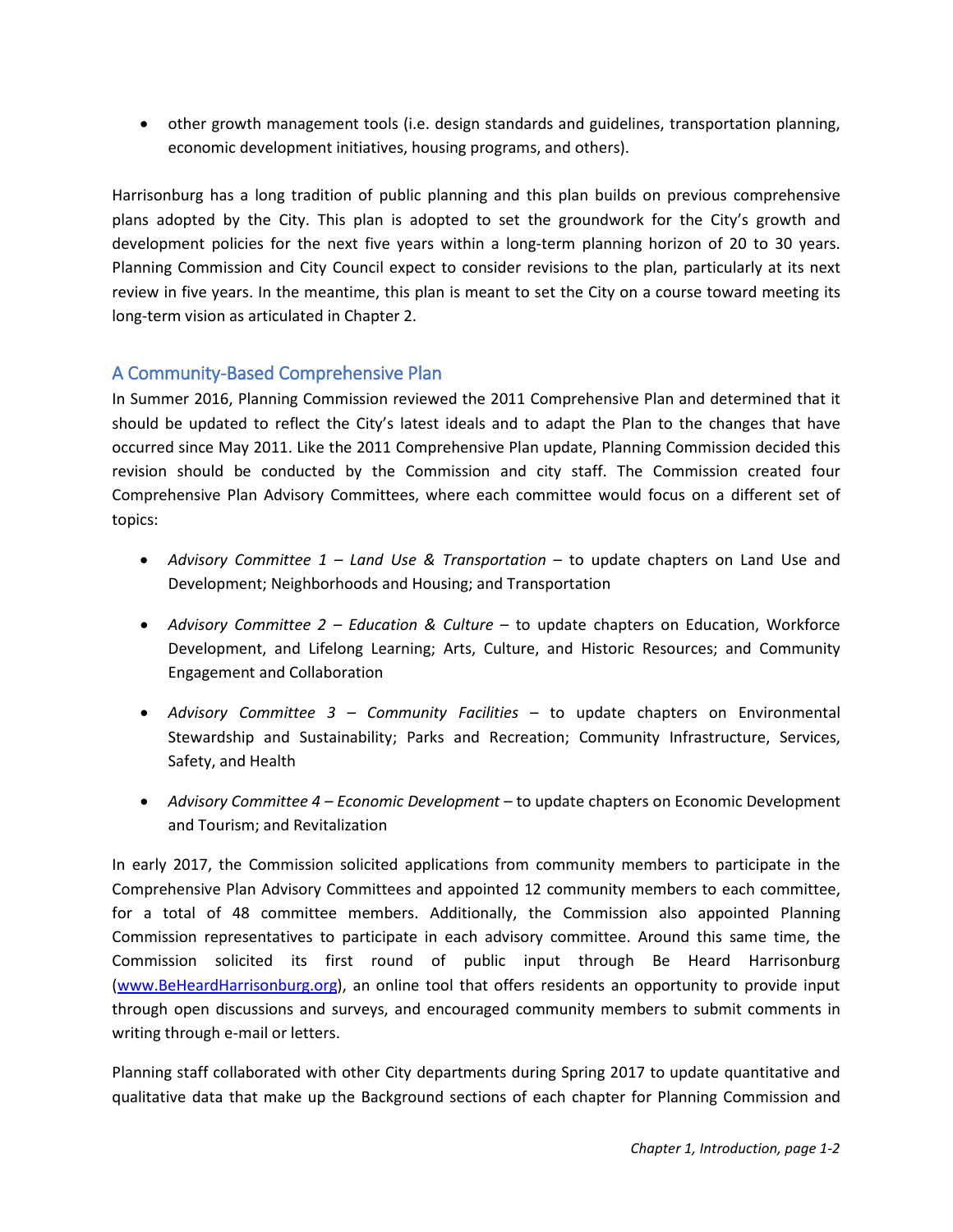- other growth management tools (i.e. design standards and guidelines, transportation planning, economic development initiatives, housing programs, and others).

Harrisonburg has a long tradition of public planning and this plan builds on previous comprehensive plans adopted by the City. This plan is adopted to set the groundwork for the City's growth and development policies for the next five years within a long-term planning horizon of 20 to 30 years. Planning Commission and City Council expect to consider revisions to the plan, particularly at its next review in five years. In the meantime, this plan is meant to set the City on a course toward meeting its long-term vision as articulated in Chapter 2.

## A Community-Based Comprehensive Plan

In Summer 2016, Planning Commission reviewed the 2011 Comprehensive Plan and determined that it should be updated to reflect the City's latest ideals and to adapt the Plan to the changes that have occurred since May 2011. Like the 2011 Comprehensive Plan update, Planning Commission decided this revision should be conducted by the Commission and city staff. The Commission created four Comprehensive Plan Advisory Committees, where each committee would focus on a different set of topics:

- *Advisory Committee 1 – Land Use & Transportation* – to update chapters on Land Use and Development; Neighborhoods and Housing; and Transportation
- *Advisory Committee 2 – Education & Culture* – to update chapters on Education, Workforce Development, and Lifelong Learning; Arts, Culture, and Historic Resources; and Community Engagement and Collaboration
- *Advisory Committee 3 – Community Facilities* – to update chapters on Environmental Stewardship and Sustainability; Parks and Recreation; Community Infrastructure, Services, Safety, and Health
- *Advisory Committee 4 – Economic Development* – to update chapters on Economic Development and Tourism; and Revitalization

In early 2017, the Commission solicited applications from community members to participate in the Comprehensive Plan Advisory Committees and appointed 12 community members to each committee, for a total of 48 committee members. Additionally, the Commission also appointed Planning Commission representatives to participate in each advisory committee. Around this same time, the Commission solicited its first round of public input through Be Heard Harrisonburg ([www.BeHeardHarrisonburg.org](http://www.BeHeardHarrisonburg.org)), an online tool that offers residents an opportunity to provide input through open discussions and surveys, and encouraged community members to submit comments in writing through e-mail or letters.

Planning staff collaborated with other City departments during Spring 2017 to update quantitative and qualitative data that make up the Background sections of each chapter for Planning Commission and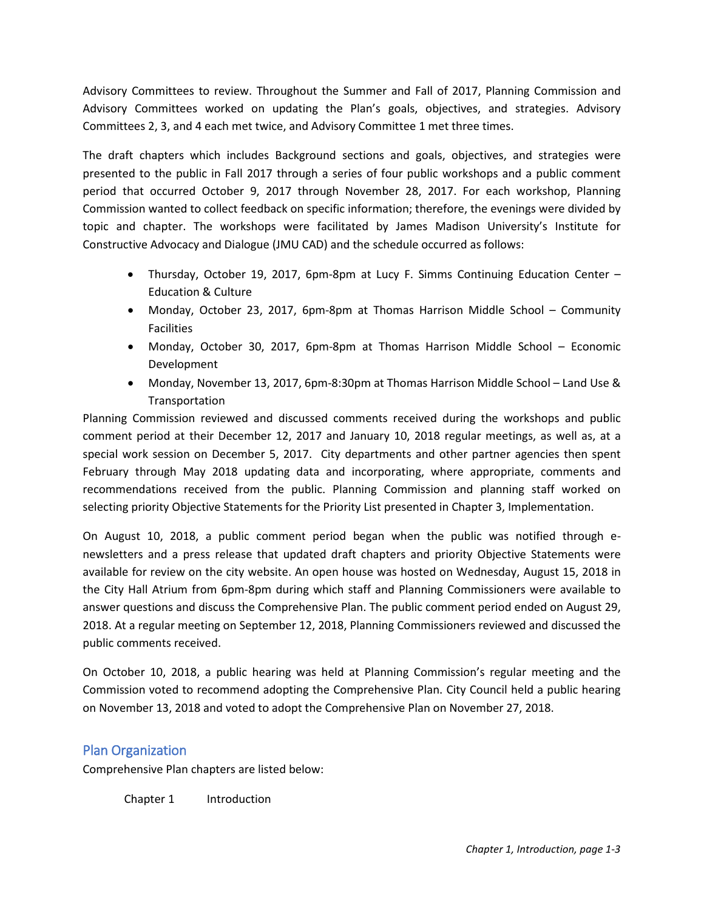Advisory Committees to review. Throughout the Summer and Fall of 2017, Planning Commission and Advisory Committees worked on updating the Plan's goals, objectives, and strategies. Advisory Committees 2, 3, and 4 each met twice, and Advisory Committee 1 met three times.

The draft chapters which includes Background sections and goals, objectives, and strategies were presented to the public in Fall 2017 through a series of four public workshops and a public comment period that occurred October 9, 2017 through November 28, 2017. For each workshop, Planning Commission wanted to collect feedback on specific information; therefore, the evenings were divided by topic and chapter. The workshops were facilitated by James Madison University's Institute for Constructive Advocacy and Dialogue (JMU CAD) and the schedule occurred as follows:

- Thursday, October 19, 2017, 6pm-8pm at Lucy F. Simms Continuing Education Center – Education & Culture
- Monday, October 23, 2017, 6pm-8pm at Thomas Harrison Middle School – Community Facilities
- Monday, October 30, 2017, 6pm-8pm at Thomas Harrison Middle School – Economic Development
- Monday, November 13, 2017, 6pm-8:30pm at Thomas Harrison Middle School – Land Use & Transportation

Planning Commission reviewed and discussed comments received during the workshops and public comment period at their December 12, 2017 and January 10, 2018 regular meetings, as well as, at a special work session on December 5, 2017. City departments and other partner agencies then spent February through May 2018 updating data and incorporating, where appropriate, comments and recommendations received from the public. Planning Commission and planning staff worked on selecting priority Objective Statements for the Priority List presented in Chapter 3, Implementation.

On August 10, 2018, a public comment period began when the public was notified through e-newsletters and a press release that updated draft chapters and priority Objective Statements were available for review on the city website. An open house was hosted on Wednesday, August 15, 2018 in the City Hall Atrium from 6pm-8pm during which staff and Planning Commissioners were available to answer questions and discuss the Comprehensive Plan. The public comment period ended on August 29, 2018. At a regular meeting on September 12, 2018, Planning Commissioners reviewed and discussed the public comments received.

On October 10, 2018, a public hearing was held at Planning Commission's regular meeting and the Commission voted to recommend adopting the Comprehensive Plan. City Council held a public hearing on November 13, 2018 and voted to adopt the Comprehensive Plan on November 27, 2018.

## Plan Organization

Comprehensive Plan chapters are listed below:

Chapter 1 Introduction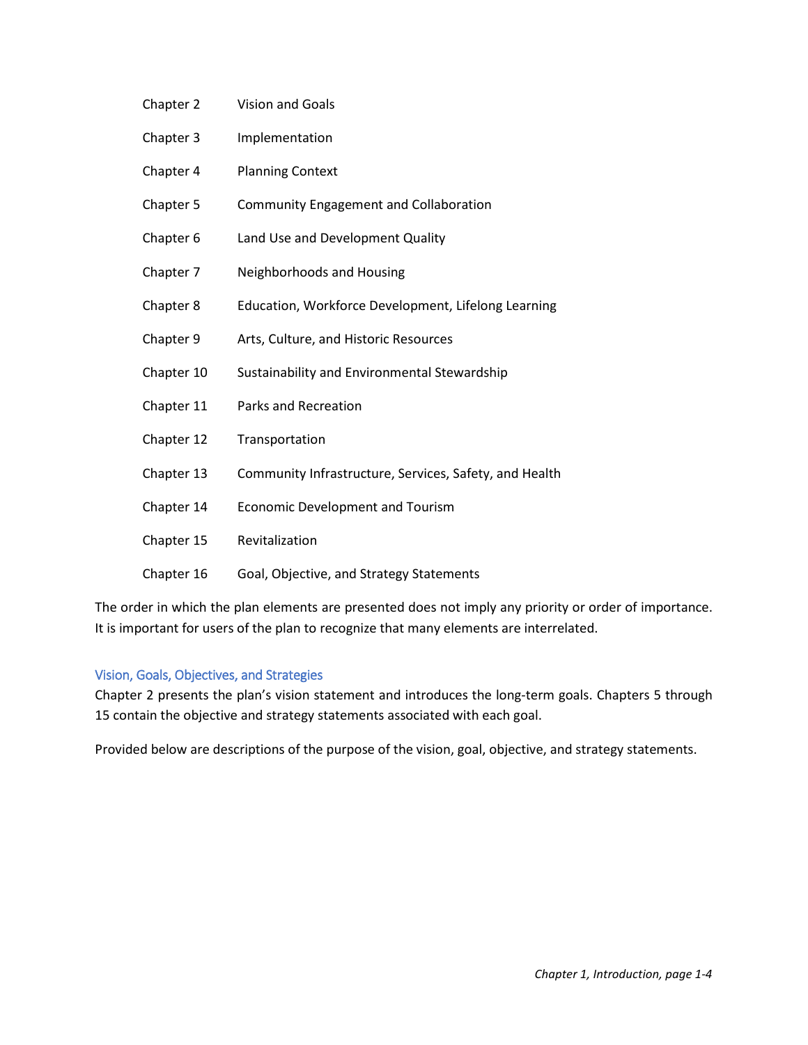| | |
|---|---|
| Chapter 2 | Vision and Goals |
| Chapter 3 | Implementation |
| Chapter 4 | Planning Context |
| Chapter 5 | Community Engagement and Collaboration |
| Chapter 6 | Land Use and Development Quality |
| Chapter 7 | Neighborhoods and Housing |
| Chapter 8 | Education, Workforce Development, Lifelong Learning |
| Chapter 9 | Arts, Culture, and Historic Resources |
| Chapter 10 | Sustainability and Environmental Stewardship |
| Chapter 11 | Parks and Recreation |
| Chapter 12 | Transportation |
| Chapter 13 | Community Infrastructure, Services, Safety, and Health |
| Chapter 14 | Economic Development and Tourism |
| Chapter 15 | Revitalization |
| Chapter 16 | Goal, Objective, and Strategy Statements |

The order in which the plan elements are presented does not imply any priority or order of importance. It is important for users of the plan to recognize that many elements are interrelated.

### Vision, Goals, Objectives, and Strategies

Chapter 2 presents the plan's vision statement and introduces the long-term goals. Chapters 5 through 15 contain the objective and strategy statements associated with each goal.

Provided below are descriptions of the purpose of the vision, goal, objective, and strategy statements.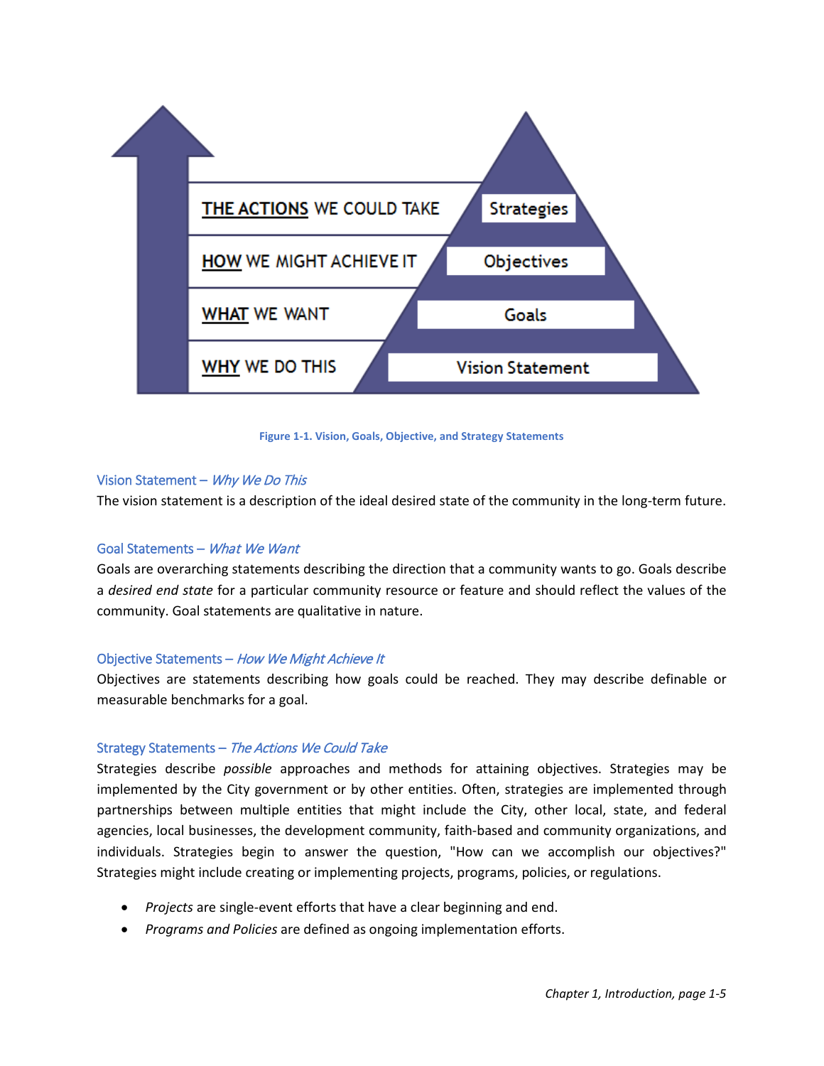| | |
|---|---|
| **THE ACTIONS** WE COULD TAKE | Strategies |
| **HOW** WE MIGHT ACHIEVE IT | Objectives |
| **WHAT** WE WANT | Goals |
| **WHY** WE DO THIS | Vision Statement |

**Figure 1-1. Vision, Goals, Objective, and Strategy Statements**

### Vision Statement – *Why We Do This*

The vision statement is a description of the ideal desired state of the community in the long-term future.

### Goal Statements – *What We Want*

Goals are overarching statements describing the direction that a community wants to go. Goals describe a *desired end state* for a particular community resource or feature and should reflect the values of the community. Goal statements are qualitative in nature.

### Objective Statements – *How We Might Achieve It*

Objectives are statements describing how goals could be reached. They may describe definable or measurable benchmarks for a goal.

### Strategy Statements – *The Actions We Could Take*

Strategies describe *possible* approaches and methods for attaining objectives. Strategies may be implemented by the City government or by other entities. Often, strategies are implemented through partnerships between multiple entities that might include the City, other local, state, and federal agencies, local businesses, the development community, faith-based and community organizations, and individuals. Strategies begin to answer the question, "How can we accomplish our objectives?" Strategies might include creating or implementing projects, programs, policies, or regulations.

- *Projects* are single-event efforts that have a clear beginning and end.
- *Programs and Policies* are defined as ongoing implementation efforts.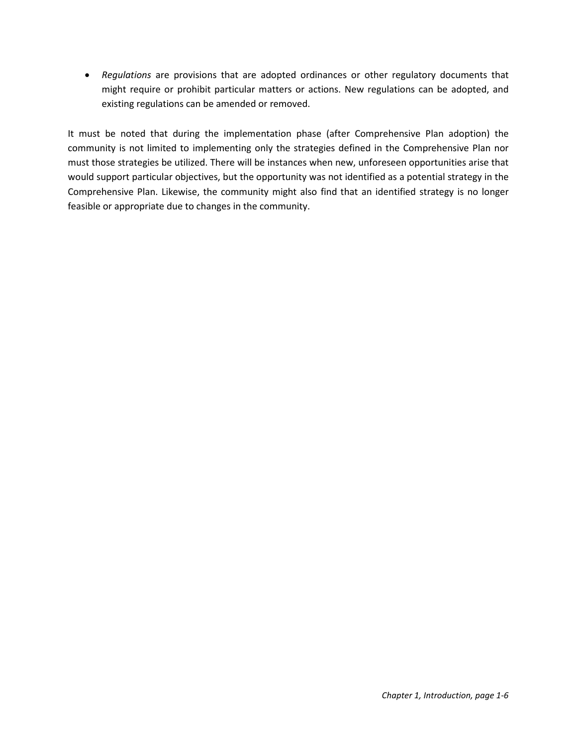- *Regulations* are provisions that are adopted ordinances or other regulatory documents that might require or prohibit particular matters or actions. New regulations can be adopted, and existing regulations can be amended or removed.

It must be noted that during the implementation phase (after Comprehensive Plan adoption) the community is not limited to implementing only the strategies defined in the Comprehensive Plan nor must those strategies be utilized. There will be instances when new, unforeseen opportunities arise that would support particular objectives, but the opportunity was not identified as a potential strategy in the Comprehensive Plan. Likewise, the community might also find that an identified strategy is no longer feasible or appropriate due to changes in the community.